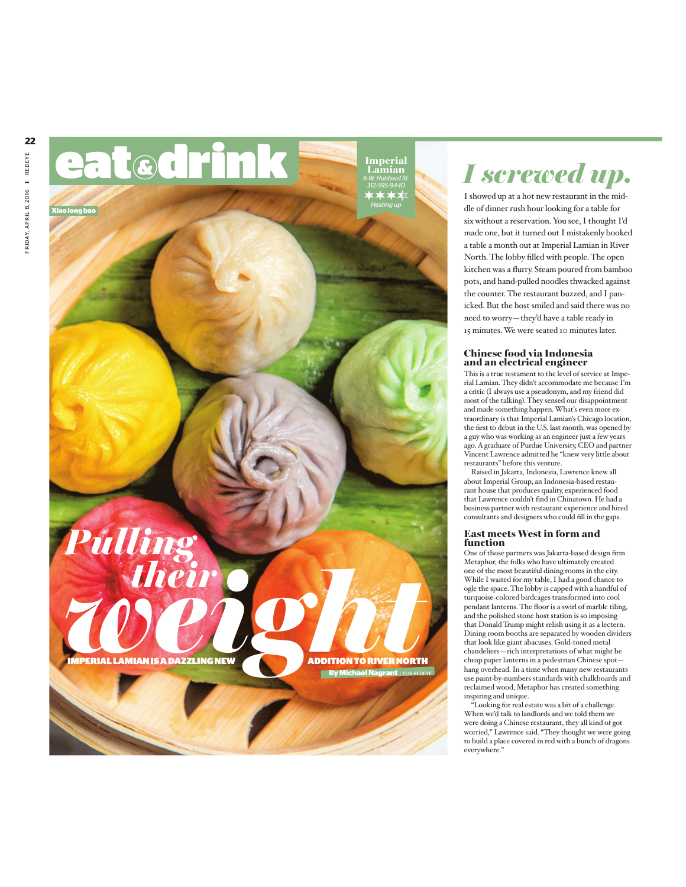# eat & drink

Xiao long bao

**Imperial Lamian**
*6 W. Hubbard St.*
*312-595-9440*
★★★½
*Heating up*

# *Pulling their weight*

**IMPERIAL LAMIAN IS A DAZZLING NEW ADDITION TO RIVER NORTH**

**By Michael Nagrant** | FOR REDEYE

## *I screwed up.*

I showed up at a hot new restaurant in the middle of dinner rush hour looking for a table for six without a reservation. You see, I thought I'd made one, but it turned out I mistakenly booked a table a month out at Imperial Lamian in River North. The lobby filled with people. The open kitchen was a flurry. Steam poured from bamboo pots, and hand-pulled noodles thwacked against the counter. The restaurant buzzed, and I panicked. But the host smiled and said there was no need to worry—they'd have a table ready in 15 minutes. We were seated 10 minutes later.

### Chinese food via Indonesia and an electrical engineer

This is a true testament to the level of service at Imperial Lamian. They didn't accommodate me because I'm a critic (I always use a pseudonym, and my friend did most of the talking). They sensed our disappointment and made something happen. What's even more extraordinary is that Imperial Lamian's Chicago location, the first to debut in the U.S. last month, was opened by a guy who was working as an engineer just a few years ago. A graduate of Purdue University, CEO and partner Vincent Lawrence admitted he "knew very little about restaurants" before this venture.

Raised in Jakarta, Indonesia, Lawrence knew all about Imperial Group, an Indonesia-based restaurant house that produces quality, experienced food that Lawrence couldn't find in Chinatown. He had a business partner with restaurant experience and hired consultants and designers who could fill in the gaps.

### East meets West in form and function

One of those partners was Jakarta-based design firm Metaphor, the folks who have ultimately created one of the most beautiful dining rooms in the city. While I waited for my table, I had a good chance to ogle the space. The lobby is capped with a handful of turquoise-colored birdcages transformed into cool pendant lanterns. The floor is a swirl of marble tiling, and the polished stone host station is so imposing that Donald Trump might relish using it as a lectern. Dining room booths are separated by wooden dividers that look like giant abacuses. Gold-toned metal chandeliers—rich interpretations of what might be cheap paper lanterns in a pedestrian Chinese spot—hang overhead. In a time when many new restaurants use paint-by-numbers standards with chalkboards and reclaimed wood, Metaphor has created something inspiring and unique.

"Looking for real estate was a bit of a challenge. When we'd talk to landlords and we told them we were doing a Chinese restaurant, they all kind of got worried," Lawrence said. "They thought we were going to build a place covered in red with a bunch of dragons everywhere."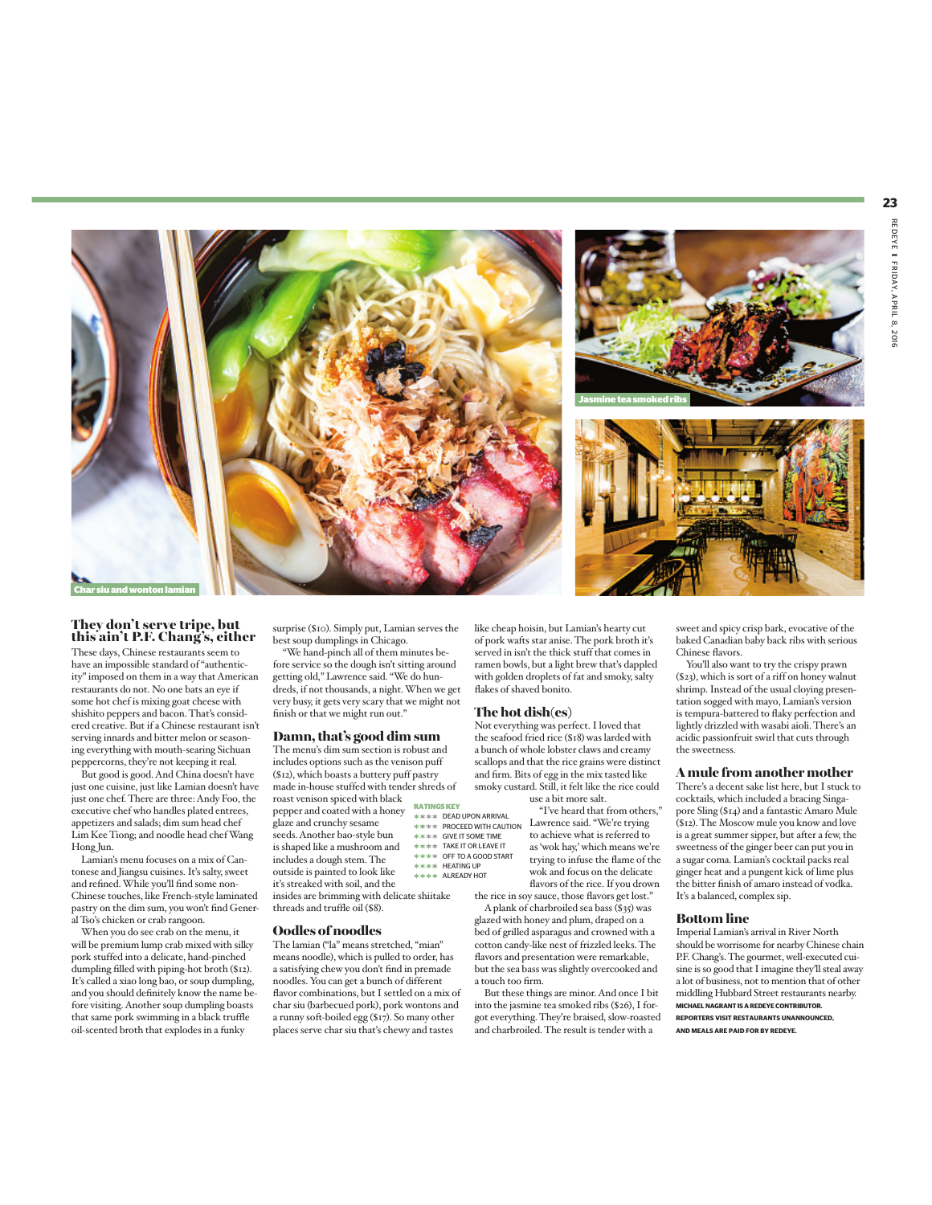Char siu and wonton lamian

Jasmine tea smoked ribs

## They don't serve tripe, but this ain't P.F. Chang's, either

These days, Chinese restaurants seem to have an impossible standard of "authenticity" imposed on them in a way that American restaurants do not. No one bats an eye if some hot chef is mixing goat cheese with shishito peppers and bacon. That's considered creative. But if a Chinese restaurant isn't serving innards and bitter melon or seasoning everything with mouth-searing Sichuan peppercorns, they're not keeping it real.

But good is good. And China doesn't have just one cuisine, just like Lamian doesn't have just one chef. There are three: Andy Foo, the executive chef who handles plated entrees, appetizers and salads; dim sum head chef Lim Kee Tiong; and noodle head chef Wang Hong Jun.

Lamian's menu focuses on a mix of Cantonese and Jiangsu cuisines. It's salty, sweet and refined. While you'll find some non-Chinese touches, like French-style laminated pastry on the dim sum, you won't find General Tso's chicken or crab rangoon.

When you do see crab on the menu, it will be premium lump crab mixed with silky pork stuffed into a delicate, hand-pinched dumpling filled with piping-hot broth ($12). It's called a xiao long bao, or soup dumpling, and you should definitely know the name before visiting. Another soup dumpling boasts that same pork swimming in a black truffle oil-scented broth that explodes in a funky surprise ($10). Simply put, Lamian serves the best soup dumplings in Chicago.

"We hand-pinch all of them minutes before service so the dough isn't sitting around getting old," Lawrence said. "We do hundreds, if not thousands, a night. When we get very busy, it gets very scary that we might not finish or that we might run out."

## Damn, that's good dim sum

The menu's dim sum section is robust and includes options such as the venison puff ($12), which boasts a buttery puff pastry made in-house stuffed with tender shreds of roast venison spiced with black pepper and coated with a honey glaze and crunchy sesame seeds. Another bao-style bun is shaped like a mushroom and includes a dough stem. The outside is painted to look like it's streaked with soil, and the insides are brimming with delicate shiitake threads and truffle oil ($8).

**RATINGS KEY**

- ★★★★ DEAD UPON ARRIVAL
- ★★★★ PROCEED WITH CAUTION
- ★★★★ GIVE IT SOME TIME
- ★★★★ TAKE IT OR LEAVE IT
- ★★★★ OFF TO A GOOD START
- ★★★★ HEATING UP
- ★★★★ ALREADY HOT

## Oodles of noodles

The lamian ("la" means stretched, "mian" means noodle), which is pulled to order, has a satisfying chew you don't find in premade noodles. You can get a bunch of different flavor combinations, but I settled on a mix of char siu (barbecued pork), pork wontons and a runny soft-boiled egg ($17). So many other places serve char siu that's chewy and tastes like cheap hoisin, but Lamian's hearty cut of pork wafts star anise. The pork broth it's served in isn't the thick stuff that comes in ramen bowls, but a light brew that's dappled with golden droplets of fat and smoky, salty flakes of shaved bonito.

## The hot dish(es)

Not everything was perfect. I loved that the seafood fried rice ($18) was larded with a bunch of whole lobster claws and creamy scallops and that the rice grains were distinct and firm. Bits of egg in the mix tasted like smoky custard. Still, it felt like the rice could use a bit more salt.

"I've heard that from others," Lawrence said. "We're trying to achieve what is referred to as 'wok hay,' which means we're trying to infuse the flame of the wok and focus on the delicate flavors of the rice. If you drown the rice in soy sauce, those flavors get lost."

A plank of charbroiled sea bass ($35) was glazed with honey and plum, draped on a bed of grilled asparagus and crowned with a cotton candy-like nest of frizzled leeks. The flavors and presentation were remarkable, but the sea bass was slightly overcooked and a touch too firm.

But these things are minor. And once I bit into the jasmine tea smoked ribs ($26), I forgot everything. They're braised, slow-roasted and charbroiled. The result is tender with a sweet and spicy crisp bark, evocative of the baked Canadian baby back ribs with serious Chinese flavors.

You'll also want to try the crispy prawn ($23), which is sort of a riff on honey walnut shrimp. Instead of the usual cloying presentation sogged with mayo, Lamian's version is tempura-battered to flaky perfection and lightly drizzled with wasabi aioli. There's an acidic passionfruit swirl that cuts through the sweetness.

## A mule from another mother

There's a decent sake list here, but I stuck to cocktails, which included a bracing Singapore Sling ($14) and a fantastic Amaro Mule ($12). The Moscow mule you know and love is a great summer sipper, but after a few, the sweetness of the ginger beer can put you in a sugar coma. Lamian's cocktail packs real ginger heat and a pungent kick of lime plus the bitter finish of amaro instead of vodka. It's a balanced, complex sip.

## Bottom line

Imperial Lamian's arrival in River North should be worrisome for nearby Chinese chain P.F. Chang's. The gourmet, well-executed cuisine is so good that I imagine they'll steal away a lot of business, not to mention that of other middling Hubbard Street restaurants nearby.

**MICHAEL NAGRANT IS A REDEYE CONTRIBUTOR. REPORTERS VISIT RESTAURANTS UNANNOUNCED, AND MEALS ARE PAID FOR BY REDEYE.**